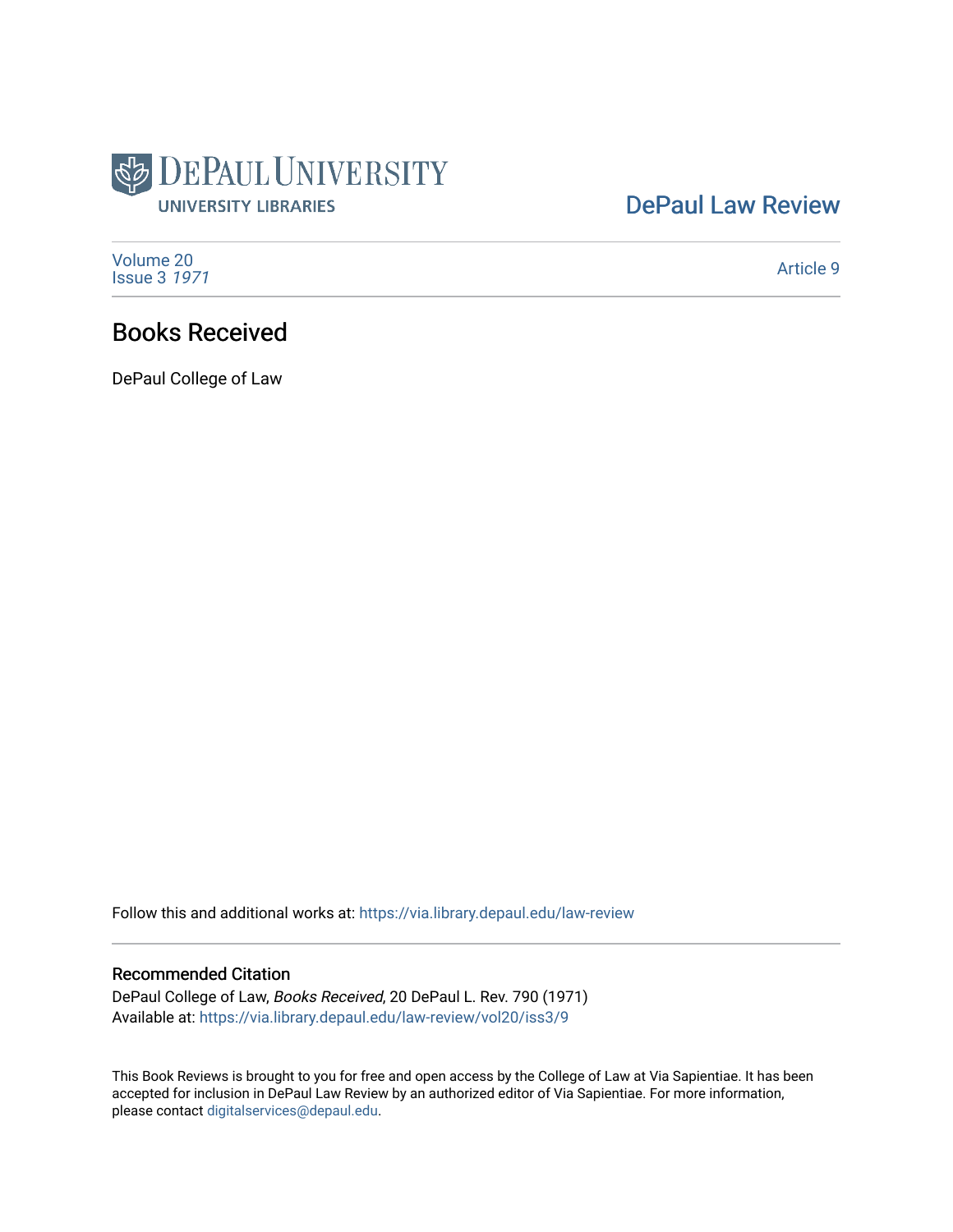DePaul University
University Libraries

DePaul Law Review

Volume 20
Issue 3 *1971*

Article 9

# Books Received

DePaul College of Law

Follow this and additional works at: https://via.library.depaul.edu/law-review

## Recommended Citation

DePaul College of Law, *Books Received*, 20 DePaul L. Rev. 790 (1971)
Available at: https://via.library.depaul.edu/law-review/vol20/iss3/9

This Book Reviews is brought to you for free and open access by the College of Law at Via Sapientiae. It has been accepted for inclusion in DePaul Law Review by an authorized editor of Via Sapientiae. For more information, please contact digitalservices@depaul.edu.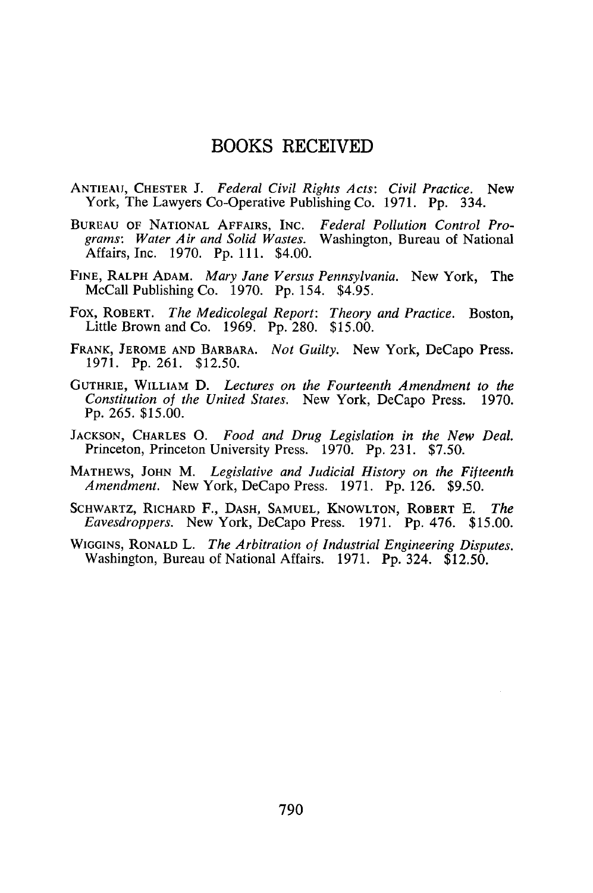# BOOKS RECEIVED

ANTIEAU, CHESTER J. *Federal Civil Rights Acts: Civil Practice.* New York, The Lawyers Co-Operative Publishing Co. 1971. Pp. 334.

BUREAU OF NATIONAL AFFAIRS, INC. *Federal Pollution Control Programs: Water Air and Solid Wastes.* Washington, Bureau of National Affairs, Inc. 1970. Pp. 111. $4.00.

FINE, RALPH ADAM. *Mary Jane Versus Pennsylvania.* New York, The McCall Publishing Co. 1970. Pp. 154. $4.95.

FOX, ROBERT. *The Medicolegal Report: Theory and Practice.* Boston, Little Brown and Co. 1969. Pp. 280. $15.00.

FRANK, JEROME AND BARBARA. *Not Guilty.* New York, DeCapo Press. 1971. Pp. 261. $12.50.

GUTHRIE, WILLIAM D. *Lectures on the Fourteenth Amendment to the Constitution of the United States.* New York, DeCapo Press. 1970. Pp. 265. $15.00.

JACKSON, CHARLES O. *Food and Drug Legislation in the New Deal.* Princeton, Princeton University Press. 1970. Pp. 231. $7.50.

MATHEWS, JOHN M. *Legislative and Judicial History on the Fifteenth Amendment.* New York, DeCapo Press. 1971. Pp. 126. $9.50.

SCHWARTZ, RICHARD F., DASH, SAMUEL, KNOWLTON, ROBERT E. *The Eavesdroppers.* New York, DeCapo Press. 1971. Pp. 476. $15.00.

WIGGINS, RONALD L. *The Arbitration of Industrial Engineering Disputes.* Washington, Bureau of National Affairs. 1971. Pp. 324. $12.50.